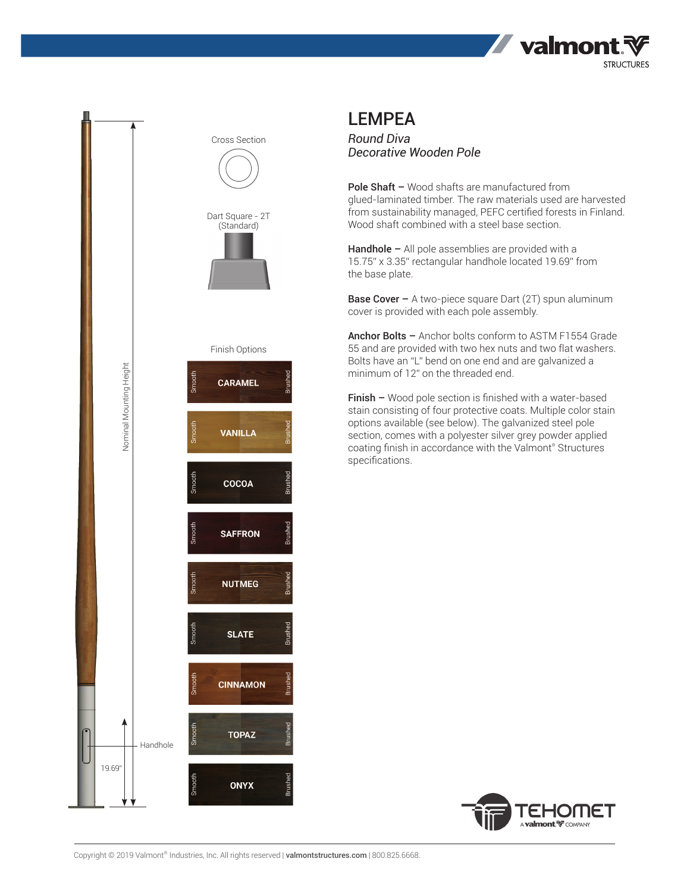# LEMPEA

*Round Diva*
*Decorative Wooden Pole*

Cross Section

Dart Square - 2T (Standard)

Nominal Mounting Height

Handhole

19.69"

Finish Options

| Finish |
|---|
| CARAMEL |
| VANILLA |
| COCOA |
| SAFFRON |
| NUTMEG |
| SLATE |
| CINNAMON |
| TOPAZ |
| ONYX |

(Each finish shown in Smooth and Brushed)

**Pole Shaft –** Wood shafts are manufactured from glued-laminated timber. The raw materials used are harvested from sustainability managed, PEFC certified forests in Finland. Wood shaft combined with a steel base section.

**Handhole –** All pole assemblies are provided with a 15.75" x 3.35" rectangular handhole located 19.69" from the base plate.

**Base Cover –** A two-piece square Dart (2T) spun aluminum cover is provided with each pole assembly.

**Anchor Bolts –** Anchor bolts conform to ASTM F1554 Grade 55 and are provided with two hex nuts and two flat washers. Bolts have an "L" bend on one end and are galvanized a minimum of 12" on the threaded end.

**Finish –** Wood pole section is finished with a water-based stain consisting of four protective coats. Multiple color stain options available (see below). The galvanized steel pole section, comes with a polyester silver grey powder applied coating finish in accordance with the Valmont® Structures specifications.

TEHOMET A valmont COMPANY

Copyright © 2019 Valmont® Industries, Inc. All rights reserved | **valmontstructures.com** | 800.825.6668.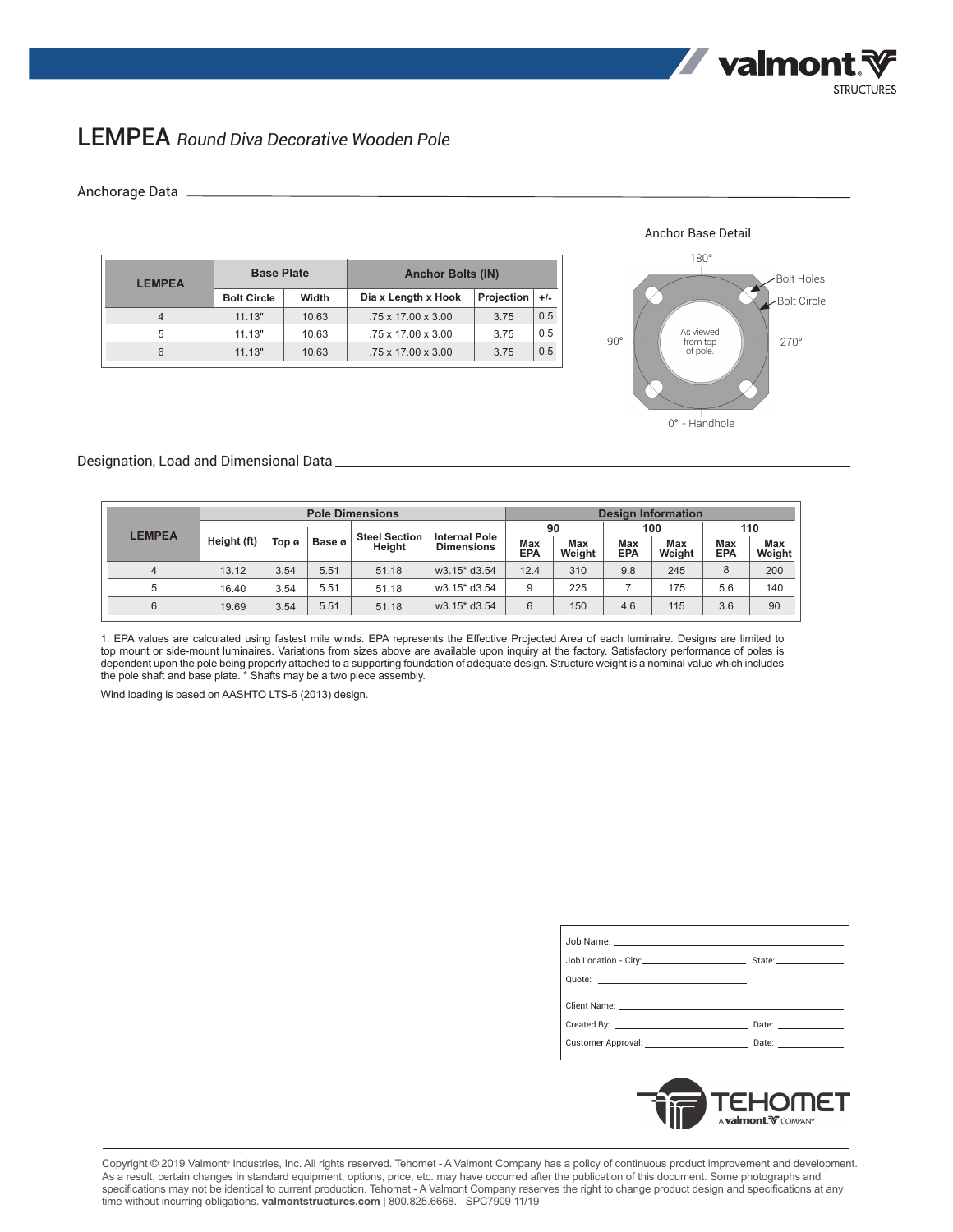# LEMPEA *Round Diva Decorative Wooden Pole*

## Anchorage Data

| LEMPEA | Base Plate | | Anchor Bolts (IN) | | |
|---|---|---|---|---|---|
| | Bolt Circle | Width | Dia x Length x Hook | Projection | +/- |
| 4 | 11.13" | 10.63 | .75 x 17.00 x 3.00 | 3.75 | 0.5 |
| 5 | 11.13" | 10.63 | .75 x 17.00 x 3.00 | 3.75 | 0.5 |
| 6 | 11.13" | 10.63 | .75 x 17.00 x 3.00 | 3.75 | 0.5 |

Anchor Base Detail

180°

Bolt Holes

Bolt Circle

90°

As viewed from top of pole.

270°

0° - Handhole

## Designation, Load and Dimensional Data

| LEMPEA | Pole Dimensions | | | | | Design Information | | | | | |
|---|---|---|---|---|---|---|---|---|---|---|---|
| | | | | | | 90 | | 100 | | 110 | |
| | Height (ft) | Top ø | Base ø | Steel Section Height | Internal Pole Dimensions | Max EPA | Max Weight | Max EPA | Max Weight | Max EPA | Max Weight |
| 4 | 13.12 | 3.54 | 5.51 | 51.18 | w3.15* d3.54 | 12.4 | 310 | 9.8 | 245 | 8 | 200 |
| 5 | 16.40 | 3.54 | 5.51 | 51.18 | w3.15* d3.54 | 9 | 225 | 7 | 175 | 5.6 | 140 |
| 6 | 19.69 | 3.54 | 5.51 | 51.18 | w3.15* d3.54 | 6 | 150 | 4.6 | 115 | 3.6 | 90 |

1. EPA values are calculated using fastest mile winds. EPA represents the Effective Projected Area of each luminaire. Designs are limited to top mount or side-mount luminaires. Variations from sizes above are available upon inquiry at the factory. Satisfactory performance of poles is dependent upon the pole being properly attached to a supporting foundation of adequate design. Structure weight is a nominal value which includes the pole shaft and base plate. * Shafts may be a two piece assembly.

Wind loading is based on AASHTO LTS-6 (2013) design.

Job Name: ______________________

Job Location - City: ______________ State: __________

Quote: ______________

Client Name: ______________________

Created By: ______________ Date: __________

Customer Approval: ______________ Date: __________

Copyright © 2019 Valmont® Industries, Inc. All rights reserved. Tehomet - A Valmont Company has a policy of continuous product improvement and development. As a result, certain changes in standard equipment, options, price, etc. may have occurred after the publication of this document. Some photographs and specifications may not be identical to current production. Tehomet - A Valmont Company reserves the right to change product design and specifications at any time without incurring obligations. **valmontstructures.com** | 800.825.6668. SPC7909 11/19